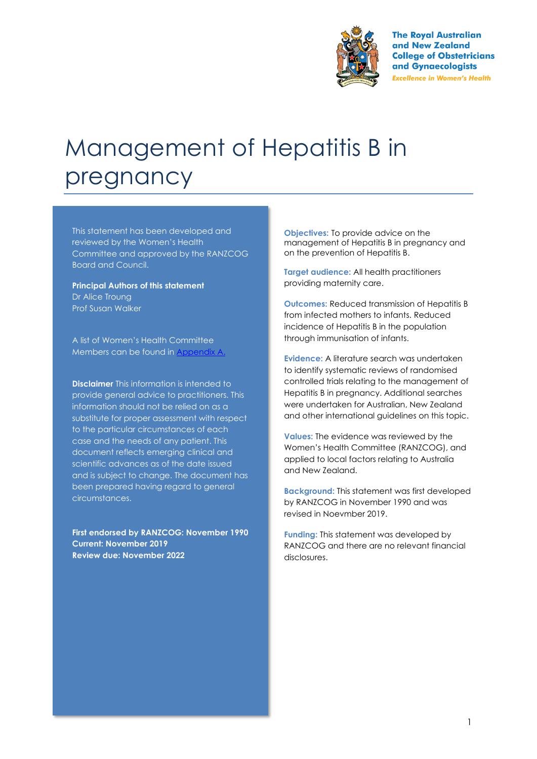The Royal Australian and New Zealand College of Obstetricians and Gynaecologists

*Excellence in Women's Health*

# Management of Hepatitis B in pregnancy

This statement has been developed and reviewed by the Women's Health Committee and approved by the RANZCOG Board and Council.

**Principal Authors of this statement**
Dr Alice Troung
Prof Susan Walker

A list of Women's Health Committee Members can be found in Appendix A.

**Disclaimer** This information is intended to provide general advice to practitioners. This information should not be relied on as a substitute for proper assessment with respect to the particular circumstances of each case and the needs of any patient. This document reflects emerging clinical and scientific advances as of the date issued and is subject to change. The document has been prepared having regard to general circumstances.

**First endorsed by RANZCOG: November 1990**
**Current: November 2019**
**Review due: November 2022**

**Objectives:** To provide advice on the management of Hepatitis B in pregnancy and on the prevention of Hepatitis B.

**Target audience:** All health practitioners providing maternity care.

**Outcomes:** Reduced transmission of Hepatitis B from infected mothers to infants. Reduced incidence of Hepatitis B in the population through immunisation of infants.

**Evidence:** A literature search was undertaken to identify systematic reviews of randomised controlled trials relating to the management of Hepatitis B in pregnancy. Additional searches were undertaken for Australian, New Zealand and other international guidelines on this topic.

**Values:** The evidence was reviewed by the Women's Health Committee (RANZCOG), and applied to local factors relating to Australia and New Zealand.

**Background:** This statement was first developed by RANZCOG in November 1990 and was revised in Noevmber 2019.

**Funding:** This statement was developed by RANZCOG and there are no relevant financial disclosures.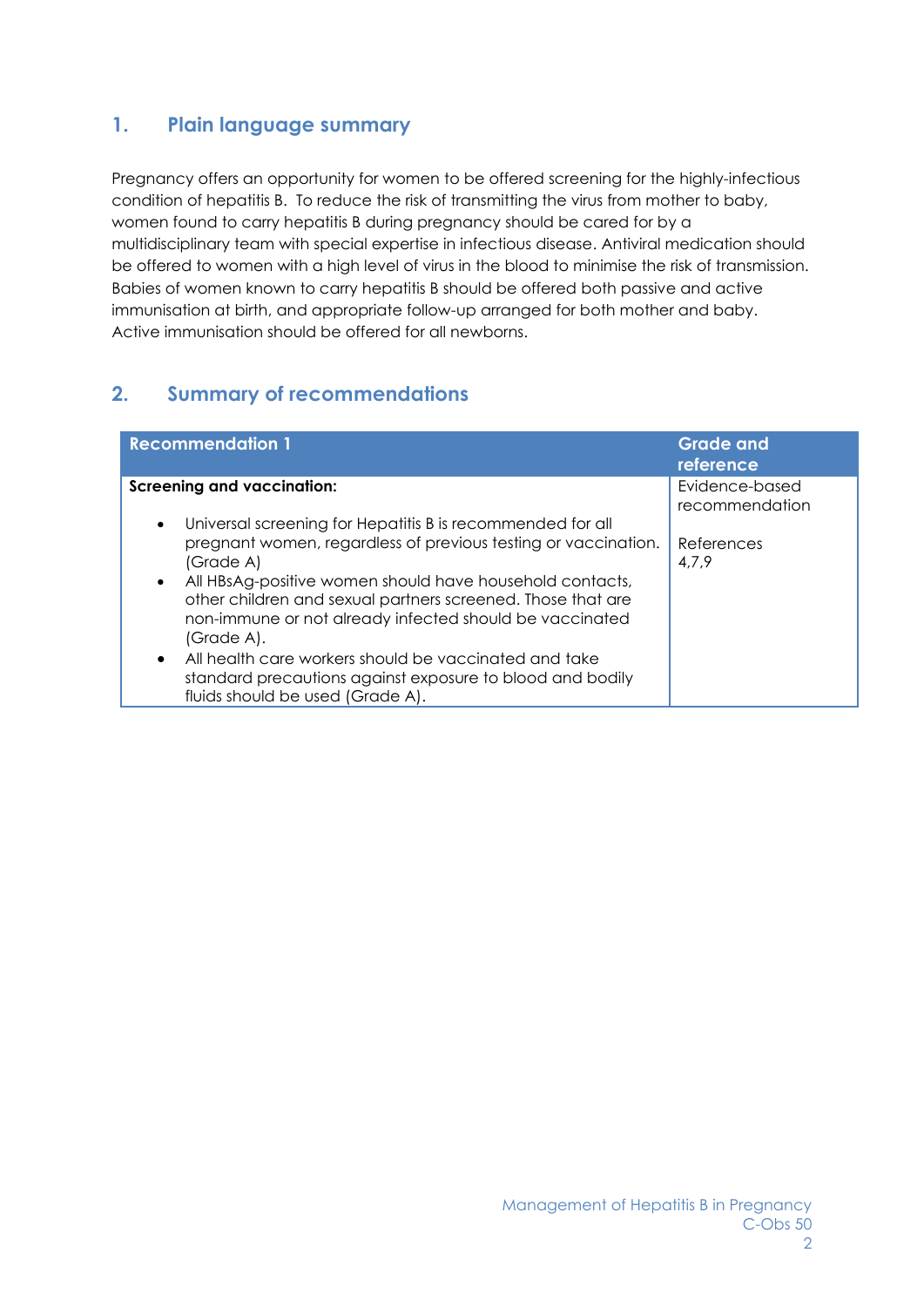## 1. Plain language summary

Pregnancy offers an opportunity for women to be offered screening for the highly-infectious condition of hepatitis B. To reduce the risk of transmitting the virus from mother to baby, women found to carry hepatitis B during pregnancy should be cared for by a multidisciplinary team with special expertise in infectious disease. Antiviral medication should be offered to women with a high level of virus in the blood to minimise the risk of transmission. Babies of women known to carry hepatitis B should be offered both passive and active immunisation at birth, and appropriate follow-up arranged for both mother and baby. Active immunisation should be offered for all newborns.

## 2. Summary of recommendations

| Recommendation 1 | Grade and reference |
|---|---|
| **Screening and vaccination:**<br><br>• Universal screening for Hepatitis B is recommended for all pregnant women, regardless of previous testing or vaccination. (Grade A)<br>• All HBsAg-positive women should have household contacts, other children and sexual partners screened. Those that are non-immune or not already infected should be vaccinated (Grade A).<br>• All health care workers should be vaccinated and take standard precautions against exposure to blood and bodily fluids should be used (Grade A). | Evidence-based recommendation<br><br>References 4,7,9 |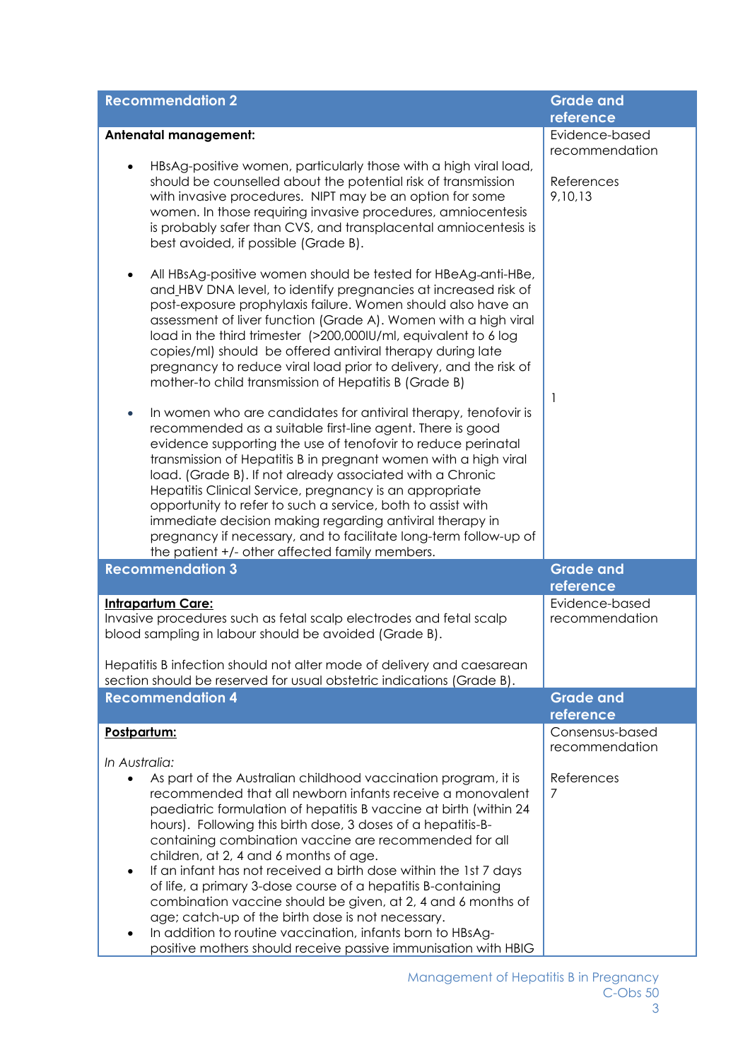| Recommendation 2 | Grade and reference |
|---|---|
| **Antenatal management:**<br><br>• HBsAg-positive women, particularly those with a high viral load, should be counselled about the potential risk of transmission with invasive procedures. NIPT may be an option for some women. In those requiring invasive procedures, amniocentesis is probably safer than CVS, and transplacental amniocentesis is best avoided, if possible (Grade B).<br><br>• All HBsAg-positive women should be tested for HBeAg-anti-HBe, and HBV DNA level, to identify pregnancies at increased risk of post-exposure prophylaxis failure. Women should also have an assessment of liver function (Grade A). Women with a high viral load in the third trimester (>200,000IU/ml, equivalent to 6 log copies/ml) should be offered antiviral therapy during late pregnancy to reduce viral load prior to delivery, and the risk of mother-to child transmission of Hepatitis B (Grade B)<br><br>• In women who are candidates for antiviral therapy, tenofovir is recommended as a suitable first-line agent. There is good evidence supporting the use of tenofovir to reduce perinatal transmission of Hepatitis B in pregnant women with a high viral load. (Grade B). If not already associated with a Chronic Hepatitis Clinical Service, pregnancy is an appropriate opportunity to refer to such a service, both to assist with immediate decision making regarding antiviral therapy in pregnancy if necessary, and to facilitate long-term follow-up of the patient +/- other affected family members. | Evidence-based recommendation<br><br>References 9,10,13<br><br>1 |

| Recommendation 3 | Grade and reference |
|---|---|
| **Intrapartum Care:**<br>Invasive procedures such as fetal scalp electrodes and fetal scalp blood sampling in labour should be avoided (Grade B).<br><br>Hepatitis B infection should not alter mode of delivery and caesarean section should be reserved for usual obstetric indications (Grade B). | Evidence-based recommendation |

| Recommendation 4 | Grade and reference |
|---|---|
| **Postpartum:**<br><br>*In Australia:*<br>• As part of the Australian childhood vaccination program, it is recommended that all newborn infants receive a monovalent paediatric formulation of hepatitis B vaccine at birth (within 24 hours). Following this birth dose, 3 doses of a hepatitis-B-containing combination vaccine are recommended for all children, at 2, 4 and 6 months of age.<br>• If an infant has not received a birth dose within the 1st 7 days of life, a primary 3-dose course of a hepatitis B-containing combination vaccine should be given, at 2, 4 and 6 months of age; catch-up of the birth dose is not necessary.<br>• In addition to routine vaccination, infants born to HBsAg-positive mothers should receive passive immunisation with HBIG | Consensus-based recommendation<br><br>References 7 |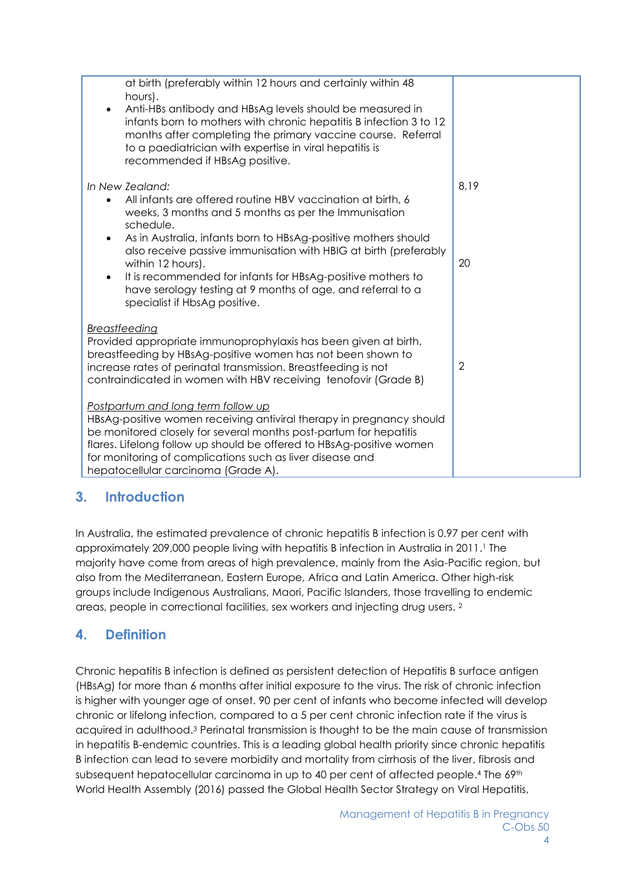| | |
|---|---|
| at birth (preferably within 12 hours and certainly within 48 hours).<br>• Anti-HBs antibody and HBsAg levels should be measured in infants born to mothers with chronic hepatitis B infection 3 to 12 months after completing the primary vaccine course. Referral to a paediatrician with expertise in viral hepatitis is recommended if HBsAg positive. | |
| *In New Zealand:*<br>• All infants are offered routine HBV vaccination at birth, 6 weeks, 3 months and 5 months as per the Immunisation schedule.<br>• As in Australia, infants born to HBsAg-positive mothers should also receive passive immunisation with HBIG at birth (preferably within 12 hours).<br>• It is recommended for infants for HBsAg-positive mothers to have serology testing at 9 months of age, and referral to a specialist if HbsAg positive. | 8,19<br><br><br><br>20 |
| Breastfeeding<br>Provided appropriate immunoprophylaxis has been given at birth, breastfeeding by HBsAg-positive women has not been shown to increase rates of perinatal transmission. Breastfeeding is not contraindicated in women with HBV receiving tenofovir (Grade B) | 2 |
| Postpartum and long term follow up<br>HBsAg-positive women receiving antiviral therapy in pregnancy should be monitored closely for several months post-partum for hepatitis flares. Lifelong follow up should be offered to HBsAg-positive women for monitoring of complications such as liver disease and hepatocellular carcinoma (Grade A). | |

## 3. Introduction

In Australia, the estimated prevalence of chronic hepatitis B infection is 0.97 per cent with approximately 209,000 people living with hepatitis B infection in Australia in 2011.[1] The majority have come from areas of high prevalence, mainly from the Asia-Pacific region, but also from the Mediterranean, Eastern Europe, Africa and Latin America. Other high-risk groups include Indigenous Australians, Maori, Pacific Islanders, those travelling to endemic areas, people in correctional facilities, sex workers and injecting drug users. [2]

## 4. Definition

Chronic hepatitis B infection is defined as persistent detection of Hepatitis B surface antigen (HBsAg) for more than 6 months after initial exposure to the virus. The risk of chronic infection is higher with younger age of onset. 90 per cent of infants who become infected will develop chronic or lifelong infection, compared to a 5 per cent chronic infection rate if the virus is acquired in adulthood.[3] Perinatal transmission is thought to be the main cause of transmission in hepatitis B-endemic countries. This is a leading global health priority since chronic hepatitis B infection can lead to severe morbidity and mortality from cirrhosis of the liver, fibrosis and subsequent hepatocellular carcinoma in up to 40 per cent of affected people.[4] The 69th World Health Assembly (2016) passed the Global Health Sector Strategy on Viral Hepatitis,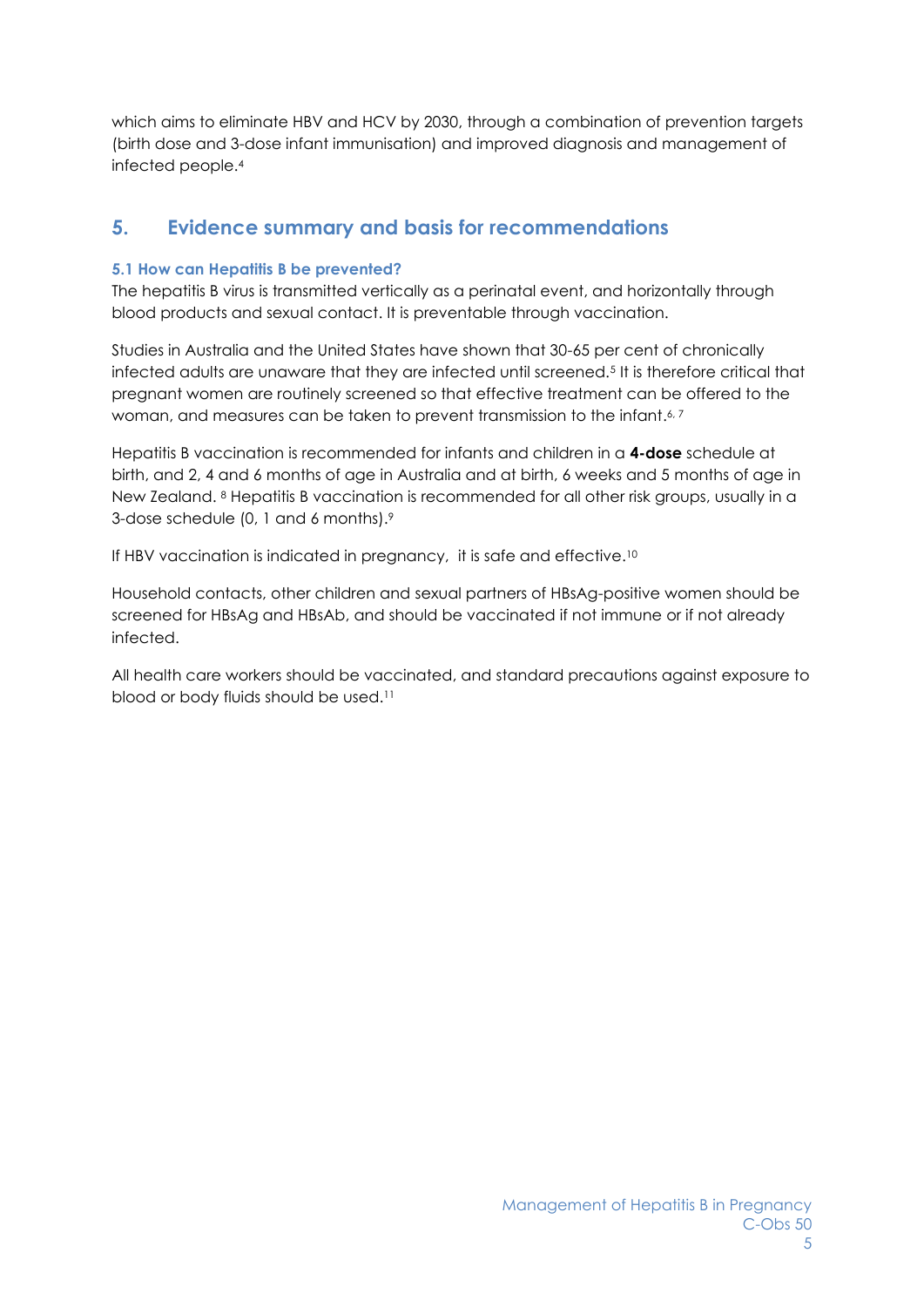which aims to eliminate HBV and HCV by 2030, through a combination of prevention targets (birth dose and 3-dose infant immunisation) and improved diagnosis and management of infected people.[4]

## 5. Evidence summary and basis for recommendations

### 5.1 How can Hepatitis B be prevented?

The hepatitis B virus is transmitted vertically as a perinatal event, and horizontally through blood products and sexual contact. It is preventable through vaccination.

Studies in Australia and the United States have shown that 30-65 per cent of chronically infected adults are unaware that they are infected until screened.[5] It is therefore critical that pregnant women are routinely screened so that effective treatment can be offered to the woman, and measures can be taken to prevent transmission to the infant.[6, 7]

Hepatitis B vaccination is recommended for infants and children in a **4-dose** schedule at birth, and 2, 4 and 6 months of age in Australia and at birth, 6 weeks and 5 months of age in New Zealand. [8] Hepatitis B vaccination is recommended for all other risk groups, usually in a 3-dose schedule (0, 1 and 6 months).[9]

If HBV vaccination is indicated in pregnancy, it is safe and effective.[10]

Household contacts, other children and sexual partners of HBsAg-positive women should be screened for HBsAg and HBsAb, and should be vaccinated if not immune or if not already infected.

All health care workers should be vaccinated, and standard precautions against exposure to blood or body fluids should be used.[11]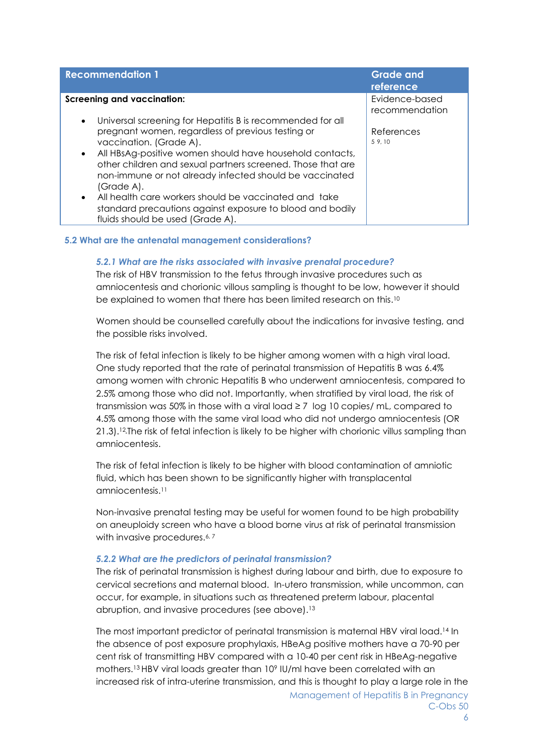| Recommendation 1 | Grade and reference |
|---|---|
| **Screening and vaccination:**<br><br>• Universal screening for Hepatitis B is recommended for all pregnant women, regardless of previous testing or vaccination. (Grade A).<br>• All HBsAg-positive women should have household contacts, other children and sexual partners screened. Those that are non-immune or not already infected should be vaccinated (Grade A).<br>• All health care workers should be vaccinated and take standard precautions against exposure to blood and bodily fluids should be used (Grade A). | Evidence-based recommendation<br><br>References<br>5 9, 10 |

## 5.2 What are the antenatal management considerations?

### *5.2.1 What are the risks associated with invasive prenatal procedure?*

The risk of HBV transmission to the fetus through invasive procedures such as amniocentesis and chorionic villous sampling is thought to be low, however it should be explained to women that there has been limited research on this.[10]

Women should be counselled carefully about the indications for invasive testing, and the possible risks involved.

The risk of fetal infection is likely to be higher among women with a high viral load. One study reported that the rate of perinatal transmission of Hepatitis B was 6.4% among women with chronic Hepatitis B who underwent amniocentesis, compared to 2.5% among those who did not. Importantly, when stratified by viral load, the risk of transmission was 50% in those with a viral load ≥ 7 log 10 copies/ mL, compared to 4.5% among those with the same viral load who did not undergo amniocentesis (OR 21.3).[12] The risk of fetal infection is likely to be higher with chorionic villus sampling than amniocentesis.

The risk of fetal infection is likely to be higher with blood contamination of amniotic fluid, which has been shown to be significantly higher with transplacental amniocentesis.[11]

Non-invasive prenatal testing may be useful for women found to be high probability on aneuploidy screen who have a blood borne virus at risk of perinatal transmission with invasive procedures.[6, 7]

### *5.2.2 What are the predictors of perinatal transmission?*

The risk of perinatal transmission is highest during labour and birth, due to exposure to cervical secretions and maternal blood. In-utero transmission, while uncommon, can occur, for example, in situations such as threatened preterm labour, placental abruption, and invasive procedures (see above).[13]

The most important predictor of perinatal transmission is maternal HBV viral load.[14] In the absence of post exposure prophylaxis, HBeAg positive mothers have a 70-90 per cent risk of transmitting HBV compared with a 10-40 per cent risk in HBeAg-negative mothers.[13] HBV viral loads greater than $10^9$ IU/ml have been correlated with an increased risk of intra-uterine transmission, and this is thought to play a large role in the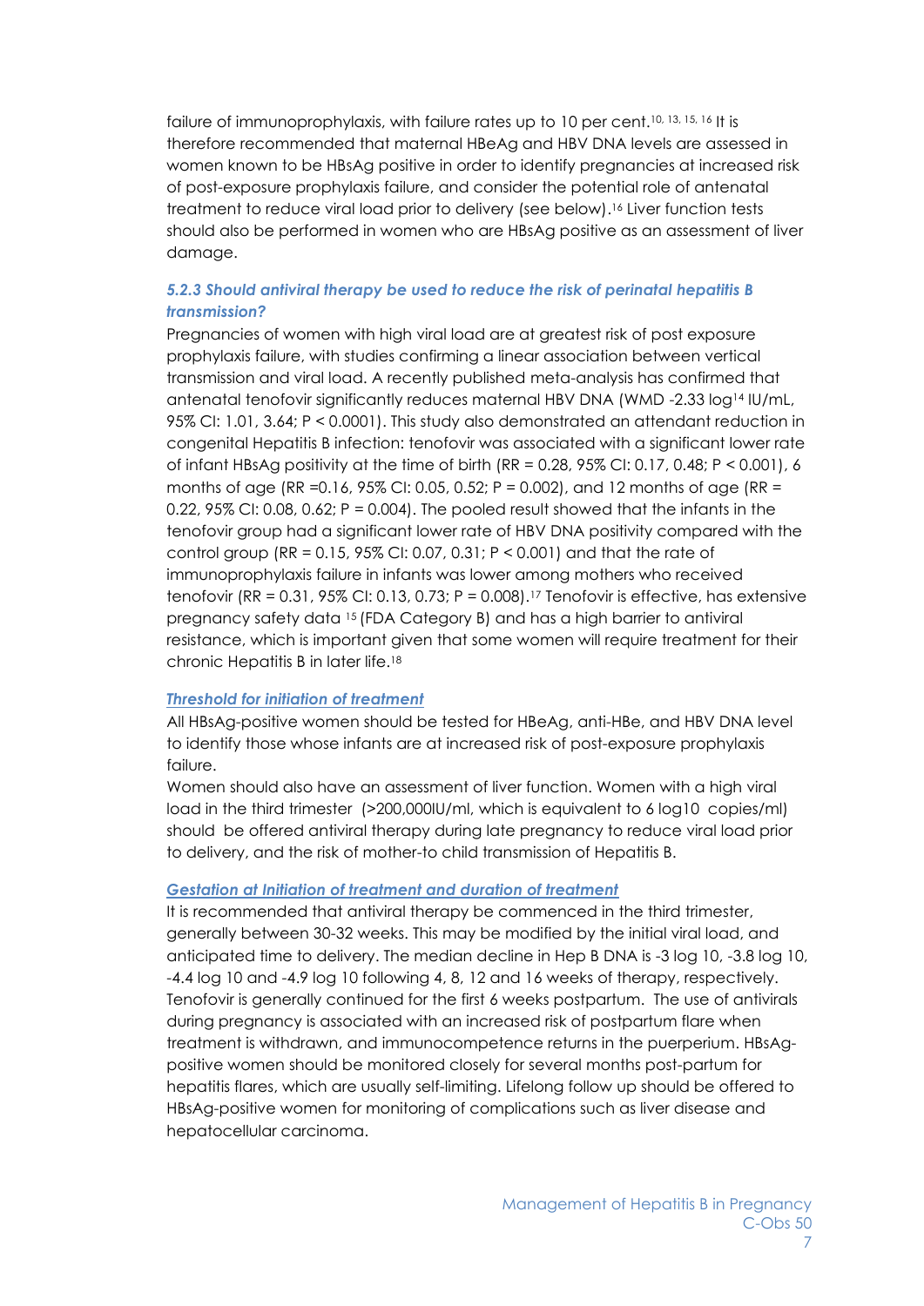failure of immunoprophylaxis, with failure rates up to 10 per cent.[10, 13, 15, 16] It is therefore recommended that maternal HBeAg and HBV DNA levels are assessed in women known to be HBsAg positive in order to identify pregnancies at increased risk of post-exposure prophylaxis failure, and consider the potential role of antenatal treatment to reduce viral load prior to delivery (see below).[16] Liver function tests should also be performed in women who are HBsAg positive as an assessment of liver damage.

### *5.2.3 Should antiviral therapy be used to reduce the risk of perinatal hepatitis B transmission?*

Pregnancies of women with high viral load are at greatest risk of post exposure prophylaxis failure, with studies confirming a linear association between vertical transmission and viral load. A recently published meta-analysis has confirmed that antenatal tenofovir significantly reduces maternal HBV DNA (WMD -2.33 $\log^{14}$ IU/mL, 95% CI: 1.01, 3.64; $P < 0.0001$). This study also demonstrated an attendant reduction in congenital Hepatitis B infection: tenofovir was associated with a significant lower rate of infant HBsAg positivity at the time of birth (RR = 0.28, 95% CI: 0.17, 0.48; $P < 0.001$), 6 months of age (RR =0.16, 95% CI: 0.05, 0.52; $P = 0.002$), and 12 months of age (RR = 0.22, 95% CI: 0.08, 0.62; $P = 0.004$). The pooled result showed that the infants in the tenofovir group had a significant lower rate of HBV DNA positivity compared with the control group (RR = 0.15, 95% CI: 0.07, 0.31; $P < 0.001$) and that the rate of immunoprophylaxis failure in infants was lower among mothers who received tenofovir (RR = 0.31, 95% CI: 0.13, 0.73; $P = 0.008$).[17] Tenofovir is effective, has extensive pregnancy safety data [15] (FDA Category B) and has a high barrier to antiviral resistance, which is important given that some women will require treatment for their chronic Hepatitis B in later life.[18]

#### *Threshold for initiation of treatment*

All HBsAg-positive women should be tested for HBeAg, anti-HBe, and HBV DNA level to identify those whose infants are at increased risk of post-exposure prophylaxis failure.

Women should also have an assessment of liver function. Women with a high viral load in the third trimester (>200,000IU/ml, which is equivalent to 6 log10 copies/ml) should be offered antiviral therapy during late pregnancy to reduce viral load prior to delivery, and the risk of mother-to child transmission of Hepatitis B.

#### *Gestation at Initiation of treatment and duration of treatment*

It is recommended that antiviral therapy be commenced in the third trimester, generally between 30-32 weeks. This may be modified by the initial viral load, and anticipated time to delivery. The median decline in Hep B DNA is -3 log 10, -3.8 log 10, -4.4 log 10 and -4.9 log 10 following 4, 8, 12 and 16 weeks of therapy, respectively. Tenofovir is generally continued for the first 6 weeks postpartum. The use of antivirals during pregnancy is associated with an increased risk of postpartum flare when treatment is withdrawn, and immunocompetence returns in the puerperium. HBsAg-positive women should be monitored closely for several months post-partum for hepatitis flares, which are usually self-limiting. Lifelong follow up should be offered to HBsAg-positive women for monitoring of complications such as liver disease and hepatocellular carcinoma.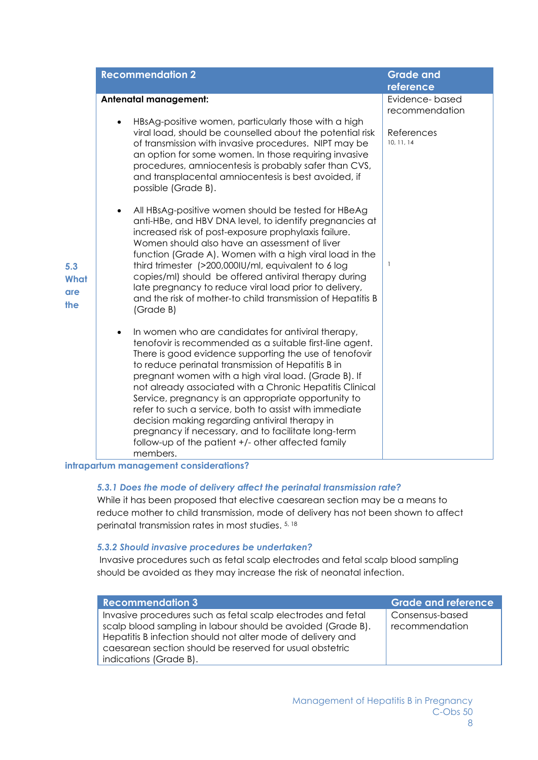| Recommendation 2 | Grade and reference |
|---|---|
| **Antenatal management:**<br><br>• HBsAg-positive women, particularly those with a high viral load, should be counselled about the potential risk of transmission with invasive procedures. NIPT may be an option for some women. In those requiring invasive procedures, amniocentesis is probably safer than CVS, and transplacental amniocentesis is best avoided, if possible (Grade B).<br><br>• All HBsAg-positive women should be tested for HBeAg anti-HBe, and HBV DNA level, to identify pregnancies at increased risk of post-exposure prophylaxis failure. Women should also have an assessment of liver function (Grade A). Women with a high viral load in the third trimester (>200,000IU/ml, equivalent to 6 log copies/ml) should be offered antiviral therapy during late pregnancy to reduce viral load prior to delivery, and the risk of mother-to child transmission of Hepatitis B (Grade B)<br><br>• In women who are candidates for antiviral therapy, tenofovir is recommended as a suitable first-line agent. There is good evidence supporting the use of tenofovir to reduce perinatal transmission of Hepatitis B in pregnant women with a high viral load. (Grade B). If not already associated with a Chronic Hepatitis Clinical Service, pregnancy is an appropriate opportunity to refer to such a service, both to assist with immediate decision making regarding antiviral therapy in pregnancy if necessary, and to facilitate long-term follow-up of the patient +/- other affected family members. | Evidence- based recommendation<br><br>References [10, 11, 14]<br><br>[1] |

### 5.3 What are the intrapartum management considerations?

#### 5.3.1 Does the mode of delivery affect the perinatal transmission rate?

While it has been proposed that elective caesarean section may be a means to reduce mother to child transmission, mode of delivery has not been shown to affect perinatal transmission rates in most studies. [5, 18]

#### 5.3.2 Should invasive procedures be undertaken?

Invasive procedures such as fetal scalp electrodes and fetal scalp blood sampling should be avoided as they may increase the risk of neonatal infection.

| Recommendation 3 | Grade and reference |
|---|---|
| Invasive procedures such as fetal scalp electrodes and fetal scalp blood sampling in labour should be avoided (Grade B). Hepatitis B infection should not alter mode of delivery and caesarean section should be reserved for usual obstetric indications (Grade B). | Consensus-based recommendation |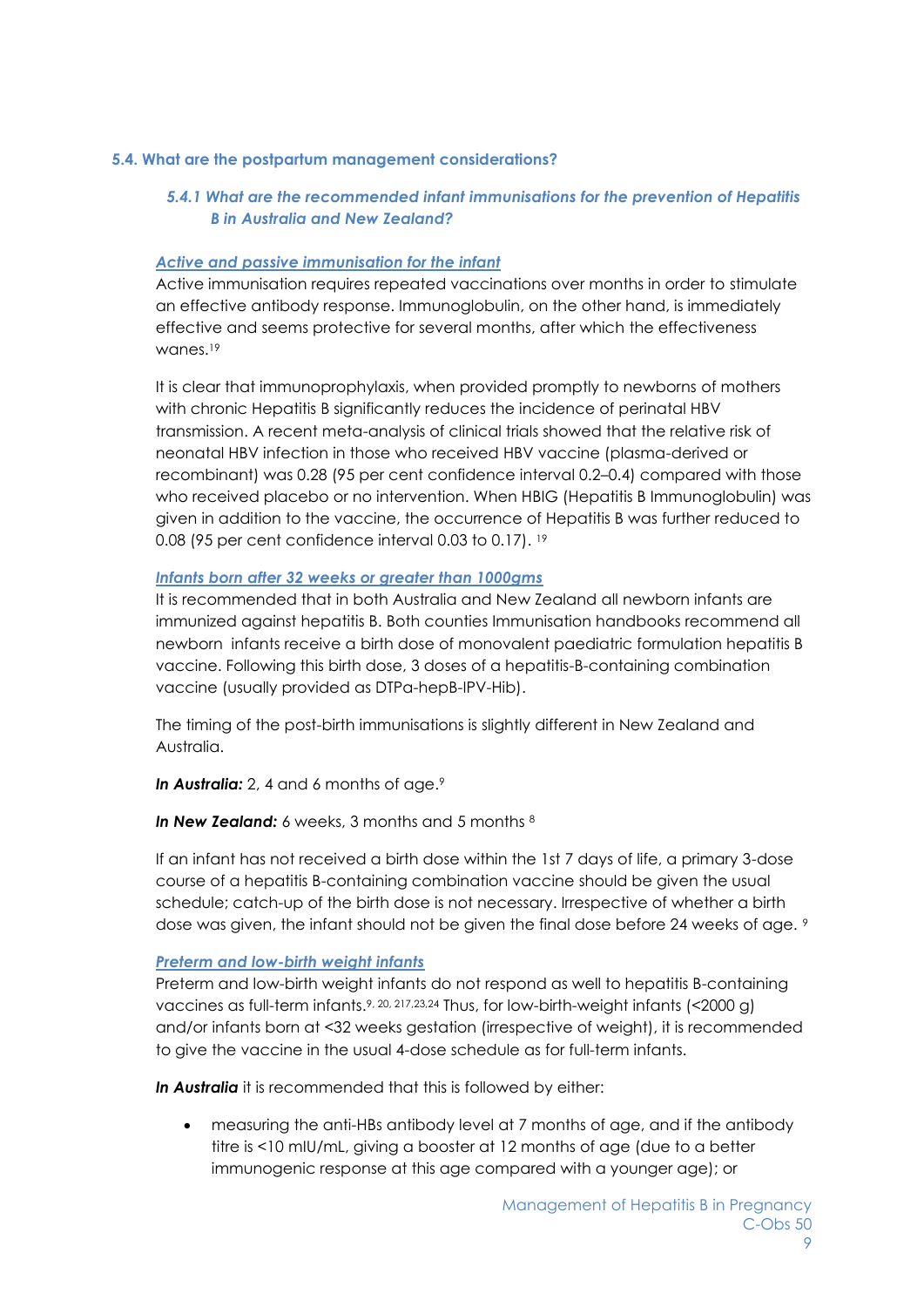### 5.4. What are the postpartum management considerations?

#### *5.4.1 What are the recommended infant immunisations for the prevention of Hepatitis B in Australia and New Zealand?*

***Active and passive immunisation for the infant***

Active immunisation requires repeated vaccinations over months in order to stimulate an effective antibody response. Immunoglobulin, on the other hand, is immediately effective and seems protective for several months, after which the effectiveness wanes.[19]

It is clear that immunoprophylaxis, when provided promptly to newborns of mothers with chronic Hepatitis B significantly reduces the incidence of perinatal HBV transmission. A recent meta-analysis of clinical trials showed that the relative risk of neonatal HBV infection in those who received HBV vaccine (plasma-derived or recombinant) was 0.28 (95 per cent confidence interval 0.2–0.4) compared with those who received placebo or no intervention. When HBIG (Hepatitis B Immunoglobulin) was given in addition to the vaccine, the occurrence of Hepatitis B was further reduced to 0.08 (95 per cent confidence interval 0.03 to 0.17). [19]

***Infants born after 32 weeks or greater than 1000gms***

It is recommended that in both Australia and New Zealand all newborn infants are immunized against hepatitis B. Both counties Immunisation handbooks recommend all newborn infants receive a birth dose of monovalent paediatric formulation hepatitis B vaccine. Following this birth dose, 3 doses of a hepatitis-B-containing combination vaccine (usually provided as DTPa-hepB-IPV-Hib).

The timing of the post-birth immunisations is slightly different in New Zealand and Australia.

***In Australia:*** 2, 4 and 6 months of age.[9]

***In New Zealand:*** 6 weeks, 3 months and 5 months [8]

If an infant has not received a birth dose within the 1st 7 days of life, a primary 3-dose course of a hepatitis B-containing combination vaccine should be given the usual schedule; catch-up of the birth dose is not necessary. Irrespective of whether a birth dose was given, the infant should not be given the final dose before 24 weeks of age. [9]

***Preterm and low-birth weight infants***

Preterm and low-birth weight infants do not respond as well to hepatitis B-containing vaccines as full-term infants.[9, 20, 217,23,24] Thus, for low-birth-weight infants (<2000 g) and/or infants born at <32 weeks gestation (irrespective of weight), it is recommended to give the vaccine in the usual 4-dose schedule as for full-term infants.

***In Australia*** it is recommended that this is followed by either:

- measuring the anti-HBs antibody level at 7 months of age, and if the antibody titre is <10 mIU/mL, giving a booster at 12 months of age (due to a better immunogenic response at this age compared with a younger age); or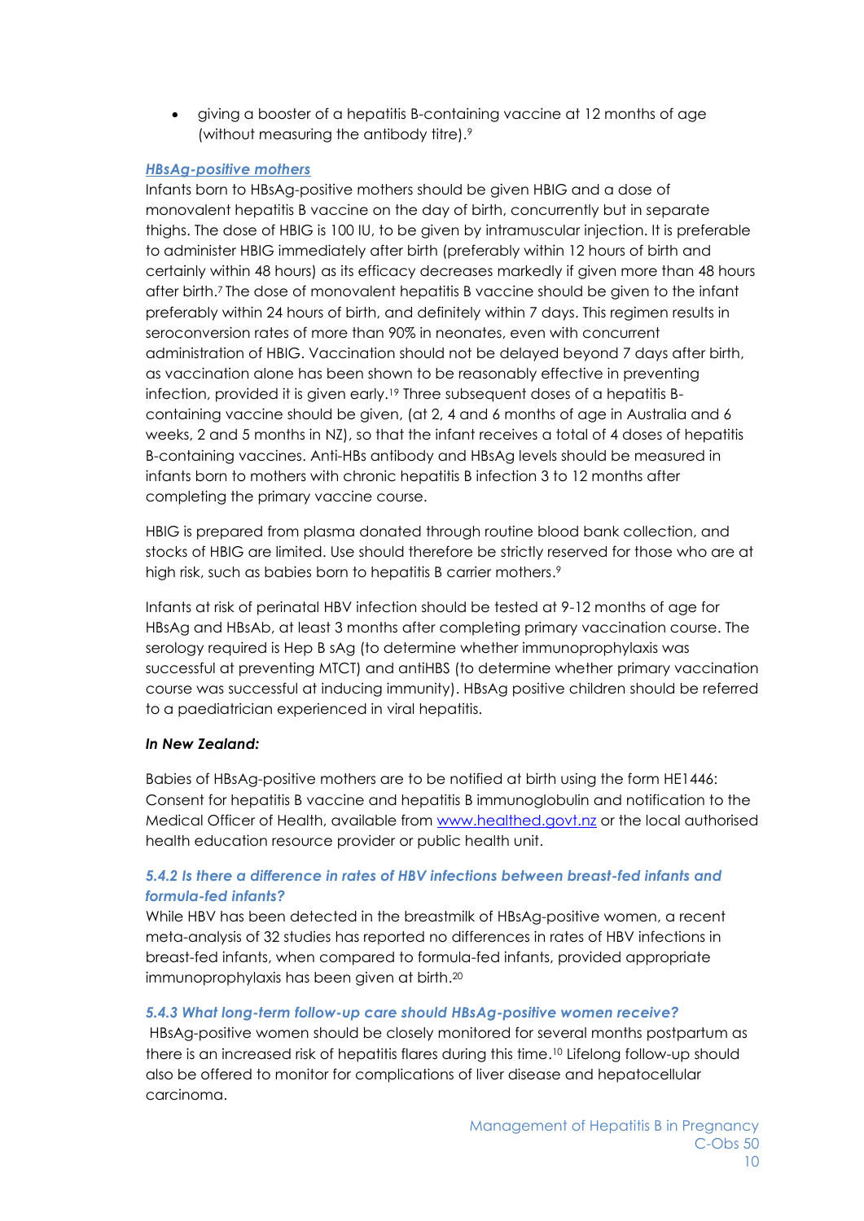- giving a booster of a hepatitis B-containing vaccine at 12 months of age (without measuring the antibody titre).[9]

***HBsAg-positive mothers***

Infants born to HBsAg-positive mothers should be given HBIG and a dose of monovalent hepatitis B vaccine on the day of birth, concurrently but in separate thighs. The dose of HBIG is 100 IU, to be given by intramuscular injection. It is preferable to administer HBIG immediately after birth (preferably within 12 hours of birth and certainly within 48 hours) as its efficacy decreases markedly if given more than 48 hours after birth.[7] The dose of monovalent hepatitis B vaccine should be given to the infant preferably within 24 hours of birth, and definitely within 7 days. This regimen results in seroconversion rates of more than 90% in neonates, even with concurrent administration of HBIG. Vaccination should not be delayed beyond 7 days after birth, as vaccination alone has been shown to be reasonably effective in preventing infection, provided it is given early.[19] Three subsequent doses of a hepatitis B-containing vaccine should be given, (at 2, 4 and 6 months of age in Australia and 6 weeks, 2 and 5 months in NZ), so that the infant receives a total of 4 doses of hepatitis B-containing vaccines. Anti-HBs antibody and HBsAg levels should be measured in infants born to mothers with chronic hepatitis B infection 3 to 12 months after completing the primary vaccine course.

HBIG is prepared from plasma donated through routine blood bank collection, and stocks of HBIG are limited. Use should therefore be strictly reserved for those who are at high risk, such as babies born to hepatitis B carrier mothers.[9]

Infants at risk of perinatal HBV infection should be tested at 9-12 months of age for HBsAg and HBsAb, at least 3 months after completing primary vaccination course. The serology required is Hep B sAg (to determine whether immunoprophylaxis was successful at preventing MTCT) and antiHBS (to determine whether primary vaccination course was successful at inducing immunity). HBsAg positive children should be referred to a paediatrician experienced in viral hepatitis.

***In New Zealand:***

Babies of HBsAg-positive mothers are to be notified at birth using the form HE1446: Consent for hepatitis B vaccine and hepatitis B immunoglobulin and notification to the Medical Officer of Health, available from www.healthed.govt.nz or the local authorised health education resource provider or public health unit.

### *5.4.2 Is there a difference in rates of HBV infections between breast-fed infants and formula-fed infants?*

While HBV has been detected in the breastmilk of HBsAg-positive women, a recent meta-analysis of 32 studies has reported no differences in rates of HBV infections in breast-fed infants, when compared to formula-fed infants, provided appropriate immunoprophylaxis has been given at birth.[20]

### *5.4.3 What long-term follow-up care should HBsAg-positive women receive?*

HBsAg-positive women should be closely monitored for several months postpartum as there is an increased risk of hepatitis flares during this time.[10] Lifelong follow-up should also be offered to monitor for complications of liver disease and hepatocellular carcinoma.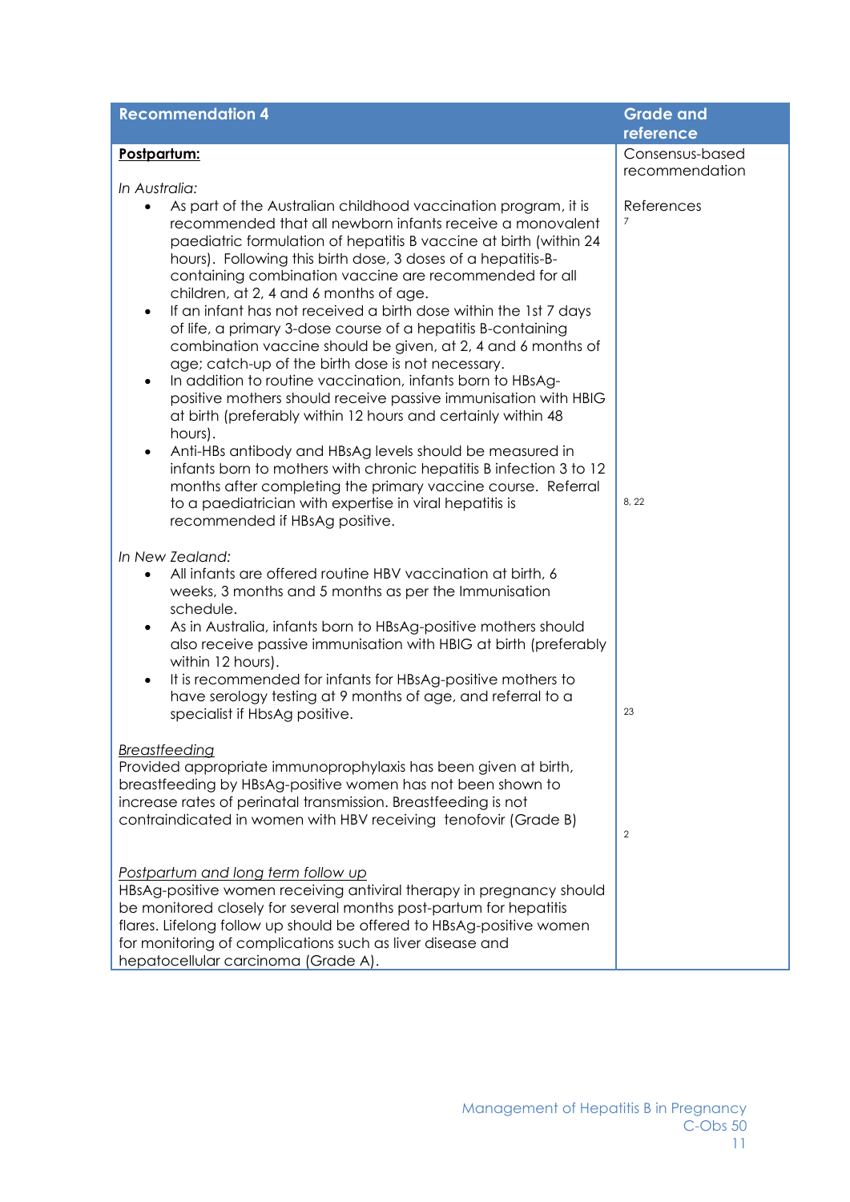| Recommendation 4 | Grade and reference |
| --- | --- |
| **Postpartum:**<br><br>*In Australia:*<br>• As part of the Australian childhood vaccination program, it is recommended that all newborn infants receive a monovalent paediatric formulation of hepatitis B vaccine at birth (within 24 hours). Following this birth dose, 3 doses of a hepatitis-B-containing combination vaccine are recommended for all children, at 2, 4 and 6 months of age.<br>• If an infant has not received a birth dose within the 1st 7 days of life, a primary 3-dose course of a hepatitis B-containing combination vaccine should be given, at 2, 4 and 6 months of age; catch-up of the birth dose is not necessary.<br>• In addition to routine vaccination, infants born to HBsAg-positive mothers should receive passive immunisation with HBIG at birth (preferably within 12 hours and certainly within 48 hours).<br>• Anti-HBs antibody and HBsAg levels should be measured in infants born to mothers with chronic hepatitis B infection 3 to 12 months after completing the primary vaccine course. Referral to a paediatrician with expertise in viral hepatitis is recommended if HBsAg positive. | Consensus-based recommendation<br><br>References [7]<br><br>[8, 22] |
| *In New Zealand:*<br>• All infants are offered routine HBV vaccination at birth, 6 weeks, 3 months and 5 months as per the Immunisation schedule.<br>• As in Australia, infants born to HBsAg-positive mothers should also receive passive immunisation with HBIG at birth (preferably within 12 hours).<br>• It is recommended for infants for HBsAg-positive mothers to have serology testing at 9 months of age, and referral to a specialist if HbsAg positive. | [23] |
| *Breastfeeding*<br>Provided appropriate immunoprophylaxis has been given at birth, breastfeeding by HBsAg-positive women has not been shown to increase rates of perinatal transmission. Breastfeeding is not contraindicated in women with HBV receiving tenofovir (Grade B) | [2] |
| *Postpartum and long term follow up*<br>HBsAg-positive women receiving antiviral therapy in pregnancy should be monitored closely for several months post-partum for hepatitis flares. Lifelong follow up should be offered to HBsAg-positive women for monitoring of complications such as liver disease and hepatocellular carcinoma (Grade A). | |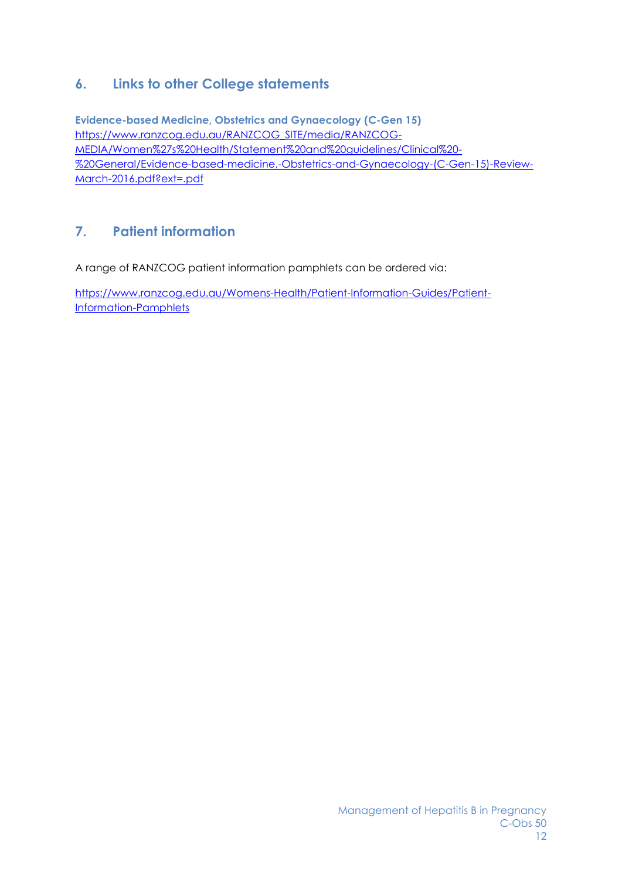## 6. Links to other College statements

**Evidence-based Medicine, Obstetrics and Gynaecology (C-Gen 15)**
https://www.ranzcog.edu.au/RANZCOG_SITE/media/RANZCOG-MEDIA/Women%27s%20Health/Statement%20and%20guidelines/Clinical%20-%20General/Evidence-based-medicine,-Obstetrics-and-Gynaecology-(C-Gen-15)-Review-March-2016.pdf?ext=.pdf

## 7. Patient information

A range of RANZCOG patient information pamphlets can be ordered via:

https://www.ranzcog.edu.au/Womens-Health/Patient-Information-Guides/Patient-Information-Pamphlets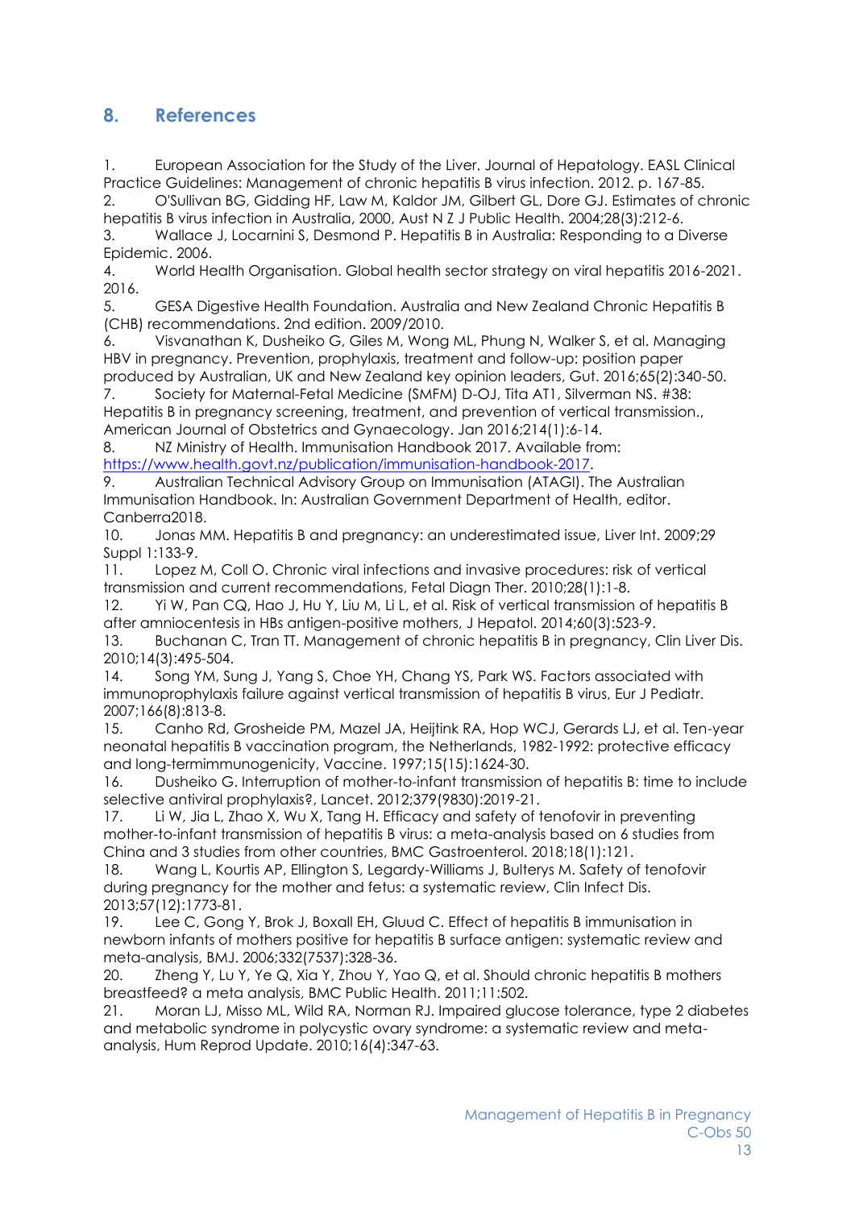## 8. References

1. European Association for the Study of the Liver. Journal of Hepatology. EASL Clinical Practice Guidelines: Management of chronic hepatitis B virus infection. 2012. p. 167-85.
2. O'Sullivan BG, Gidding HF, Law M, Kaldor JM, Gilbert GL, Dore GJ. Estimates of chronic hepatitis B virus infection in Australia, 2000, Aust N Z J Public Health. 2004;28(3):212-6.
3. Wallace J, Locarnini S, Desmond P. Hepatitis B in Australia: Responding to a Diverse Epidemic. 2006.
4. World Health Organisation. Global health sector strategy on viral hepatitis 2016-2021. 2016.
5. GESA Digestive Health Foundation. Australia and New Zealand Chronic Hepatitis B (CHB) recommendations. 2nd edition. 2009/2010.
6. Visvanathan K, Dusheiko G, Giles M, Wong ML, Phung N, Walker S, et al. Managing HBV in pregnancy. Prevention, prophylaxis, treatment and follow-up: position paper produced by Australian, UK and New Zealand key opinion leaders, Gut. 2016;65(2):340-50.
7. Society for Maternal-Fetal Medicine (SMFM) D-OJ, Tita AT1, Silverman NS. #38: Hepatitis B in pregnancy screening, treatment, and prevention of vertical transmission., American Journal of Obstetrics and Gynaecology. Jan 2016;214(1):6-14.
8. NZ Ministry of Health. Immunisation Handbook 2017. Available from: https://www.health.govt.nz/publication/immunisation-handbook-2017.
9. Australian Technical Advisory Group on Immunisation (ATAGI). The Australian Immunisation Handbook. In: Australian Government Department of Health, editor. Canberra2018.
10. Jonas MM. Hepatitis B and pregnancy: an underestimated issue, Liver Int. 2009;29 Suppl 1:133-9.
11. Lopez M, Coll O. Chronic viral infections and invasive procedures: risk of vertical transmission and current recommendations, Fetal Diagn Ther. 2010;28(1):1-8.
12. Yi W, Pan CQ, Hao J, Hu Y, Liu M, Li L, et al. Risk of vertical transmission of hepatitis B after amniocentesis in HBs antigen-positive mothers, J Hepatol. 2014;60(3):523-9.
13. Buchanan C, Tran TT. Management of chronic hepatitis B in pregnancy, Clin Liver Dis. 2010;14(3):495-504.
14. Song YM, Sung J, Yang S, Choe YH, Chang YS, Park WS. Factors associated with immunoprophylaxis failure against vertical transmission of hepatitis B virus, Eur J Pediatr. 2007;166(8):813-8.
15. Canho Rd, Grosheide PM, Mazel JA, Heijtink RA, Hop WCJ, Gerards LJ, et al. Ten-year neonatal hepatitis B vaccination program, the Netherlands, 1982-1992: protective efficacy and long-termimmunogenicity, Vaccine. 1997;15(15):1624-30.
16. Dusheiko G. Interruption of mother-to-infant transmission of hepatitis B: time to include selective antiviral prophylaxis?, Lancet. 2012;379(9830):2019-21.
17. Li W, Jia L, Zhao X, Wu X, Tang H. Efficacy and safety of tenofovir in preventing mother-to-infant transmission of hepatitis B virus: a meta-analysis based on 6 studies from China and 3 studies from other countries, BMC Gastroenterol. 2018;18(1):121.
18. Wang L, Kourtis AP, Ellington S, Legardy-Williams J, Bulterys M. Safety of tenofovir during pregnancy for the mother and fetus: a systematic review, Clin Infect Dis. 2013;57(12):1773-81.
19. Lee C, Gong Y, Brok J, Boxall EH, Gluud C. Effect of hepatitis B immunisation in newborn infants of mothers positive for hepatitis B surface antigen: systematic review and meta-analysis, BMJ. 2006;332(7537):328-36.
20. Zheng Y, Lu Y, Ye Q, Xia Y, Zhou Y, Yao Q, et al. Should chronic hepatitis B mothers breastfeed? a meta analysis, BMC Public Health. 2011;11:502.
21. Moran LJ, Misso ML, Wild RA, Norman RJ. Impaired glucose tolerance, type 2 diabetes and metabolic syndrome in polycystic ovary syndrome: a systematic review and meta-analysis, Hum Reprod Update. 2010;16(4):347-63.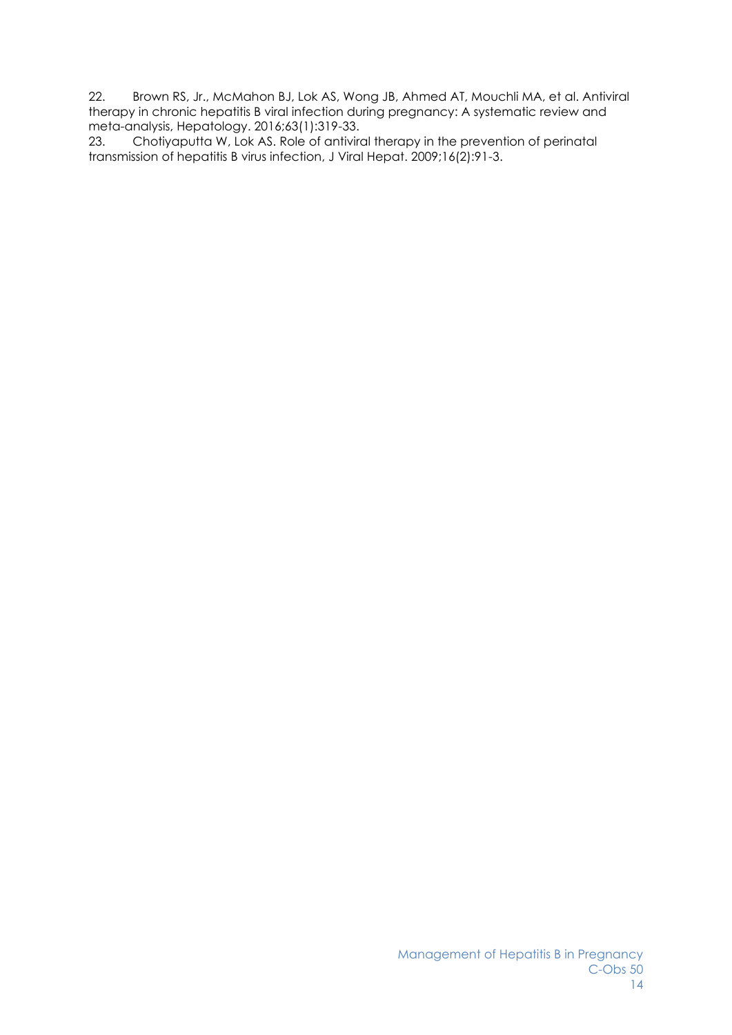22. Brown RS, Jr., McMahon BJ, Lok AS, Wong JB, Ahmed AT, Mouchli MA, et al. Antiviral therapy in chronic hepatitis B viral infection during pregnancy: A systematic review and meta-analysis, Hepatology. 2016;63(1):319-33.
23. Chotiyaputta W, Lok AS. Role of antiviral therapy in the prevention of perinatal transmission of hepatitis B virus infection, J Viral Hepat. 2009;16(2):91-3.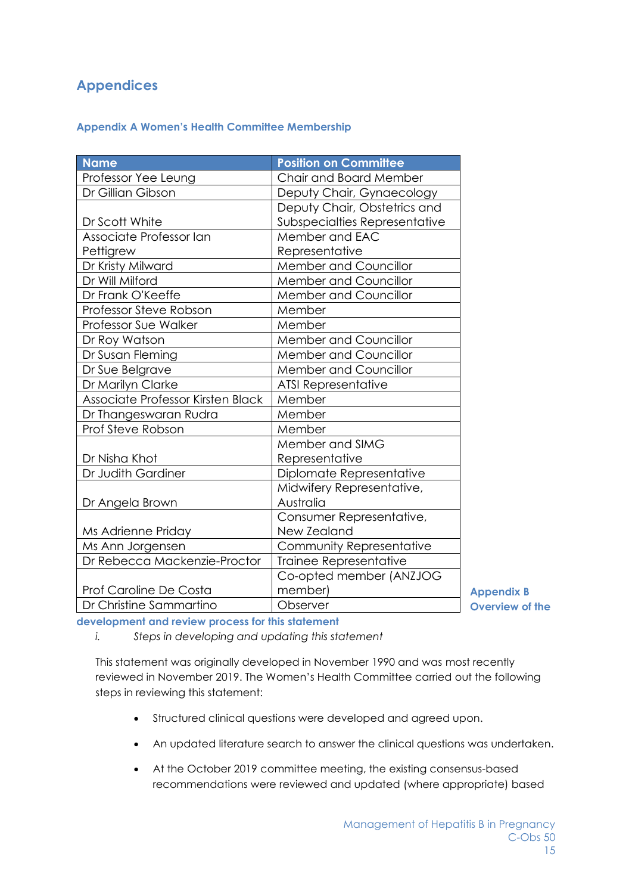## Appendices

### Appendix A Women's Health Committee Membership

| Name | Position on Committee |
| --- | --- |
| Professor Yee Leung | Chair and Board Member |
| Dr Gillian Gibson | Deputy Chair, Gynaecology |
| Dr Scott White | Deputy Chair, Obstetrics and Subspecialties Representative |
| Associate Professor Ian Pettigrew | Member and EAC Representative |
| Dr Kristy Milward | Member and Councillor |
| Dr Will Milford | Member and Councillor |
| Dr Frank O'Keeffe | Member and Councillor |
| Professor Steve Robson | Member |
| Professor Sue Walker | Member |
| Dr Roy Watson | Member and Councillor |
| Dr Susan Fleming | Member and Councillor |
| Dr Sue Belgrave | Member and Councillor |
| Dr Marilyn Clarke | ATSI Representative |
| Associate Professor Kirsten Black | Member |
| Dr Thangeswaran Rudra | Member |
| Prof Steve Robson | Member |
| Dr Nisha Khot | Member and SIMG Representative |
| Dr Judith Gardiner | Diplomate Representative |
| Dr Angela Brown | Midwifery Representative, Australia |
| Ms Adrienne Priday | Consumer Representative, New Zealand |
| Ms Ann Jorgensen | Community Representative |
| Dr Rebecca Mackenzie-Proctor | Trainee Representative |
| Prof Caroline De Costa | Co-opted member (ANZJOG member) |
| Dr Christine Sammartino | Observer |

### Appendix B Overview of the development and review process for this statement

i. *Steps in developing and updating this statement*

This statement was originally developed in November 1990 and was most recently reviewed in November 2019. The Women's Health Committee carried out the following steps in reviewing this statement:

- Structured clinical questions were developed and agreed upon.
- An updated literature search to answer the clinical questions was undertaken.
- At the October 2019 committee meeting, the existing consensus-based recommendations were reviewed and updated (where appropriate) based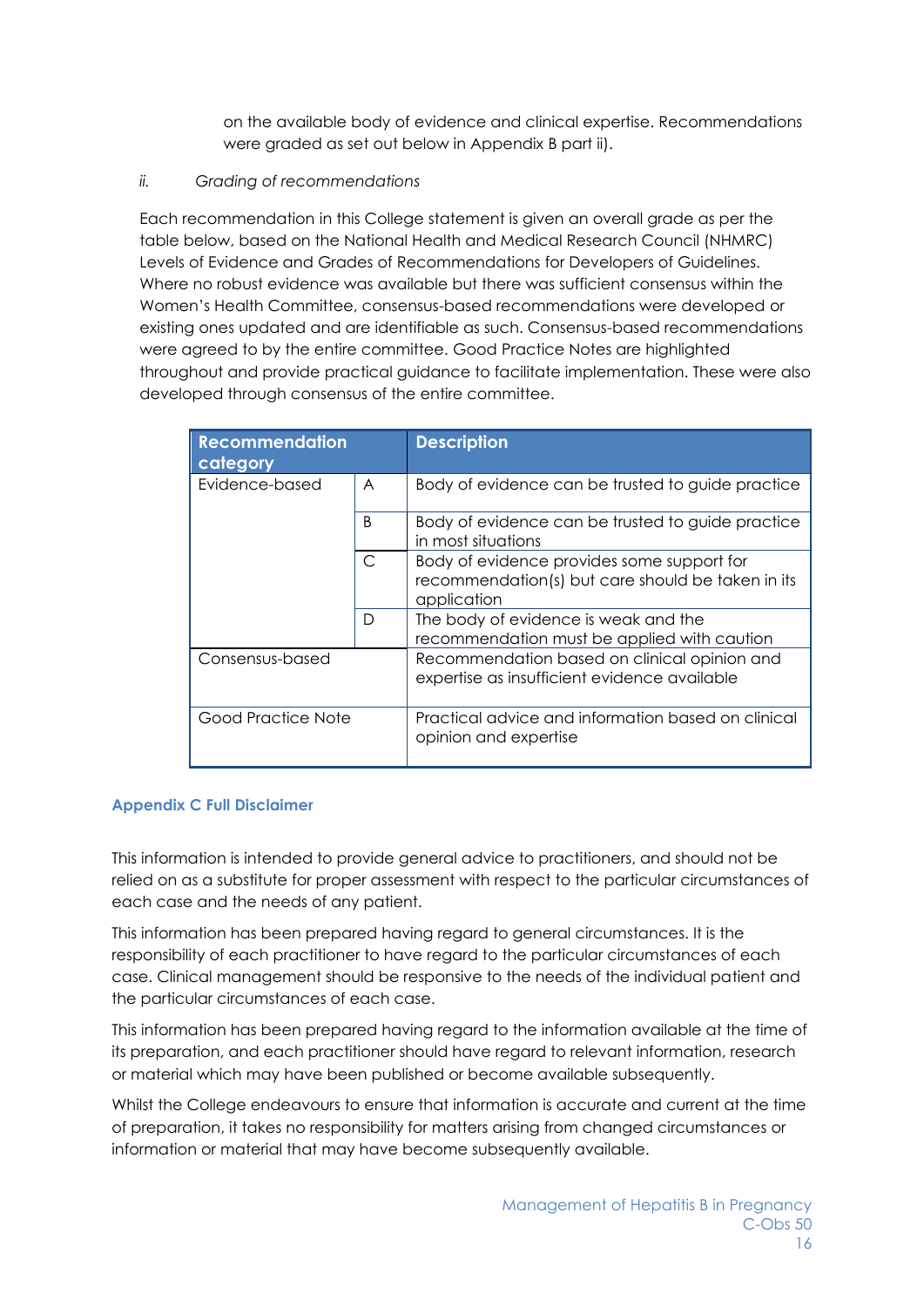on the available body of evidence and clinical expertise. Recommendations were graded as set out below in Appendix B part ii).

*ii. Grading of recommendations*

Each recommendation in this College statement is given an overall grade as per the table below, based on the National Health and Medical Research Council (NHMRC) Levels of Evidence and Grades of Recommendations for Developers of Guidelines. Where no robust evidence was available but there was sufficient consensus within the Women's Health Committee, consensus-based recommendations were developed or existing ones updated and are identifiable as such. Consensus-based recommendations were agreed to by the entire committee. Good Practice Notes are highlighted throughout and provide practical guidance to facilitate implementation. These were also developed through consensus of the entire committee.

| Recommendation category | | Description |
|---|---|---|
| Evidence-based | A | Body of evidence can be trusted to guide practice |
| | B | Body of evidence can be trusted to guide practice in most situations |
| | C | Body of evidence provides some support for recommendation(s) but care should be taken in its application |
| | D | The body of evidence is weak and the recommendation must be applied with caution |
| Consensus-based | | Recommendation based on clinical opinion and expertise as insufficient evidence available |
| Good Practice Note | | Practical advice and information based on clinical opinion and expertise |

## Appendix C Full Disclaimer

This information is intended to provide general advice to practitioners, and should not be relied on as a substitute for proper assessment with respect to the particular circumstances of each case and the needs of any patient.

This information has been prepared having regard to general circumstances. It is the responsibility of each practitioner to have regard to the particular circumstances of each case. Clinical management should be responsive to the needs of the individual patient and the particular circumstances of each case.

This information has been prepared having regard to the information available at the time of its preparation, and each practitioner should have regard to relevant information, research or material which may have been published or become available subsequently.

Whilst the College endeavours to ensure that information is accurate and current at the time of preparation, it takes no responsibility for matters arising from changed circumstances or information or material that may have become subsequently available.